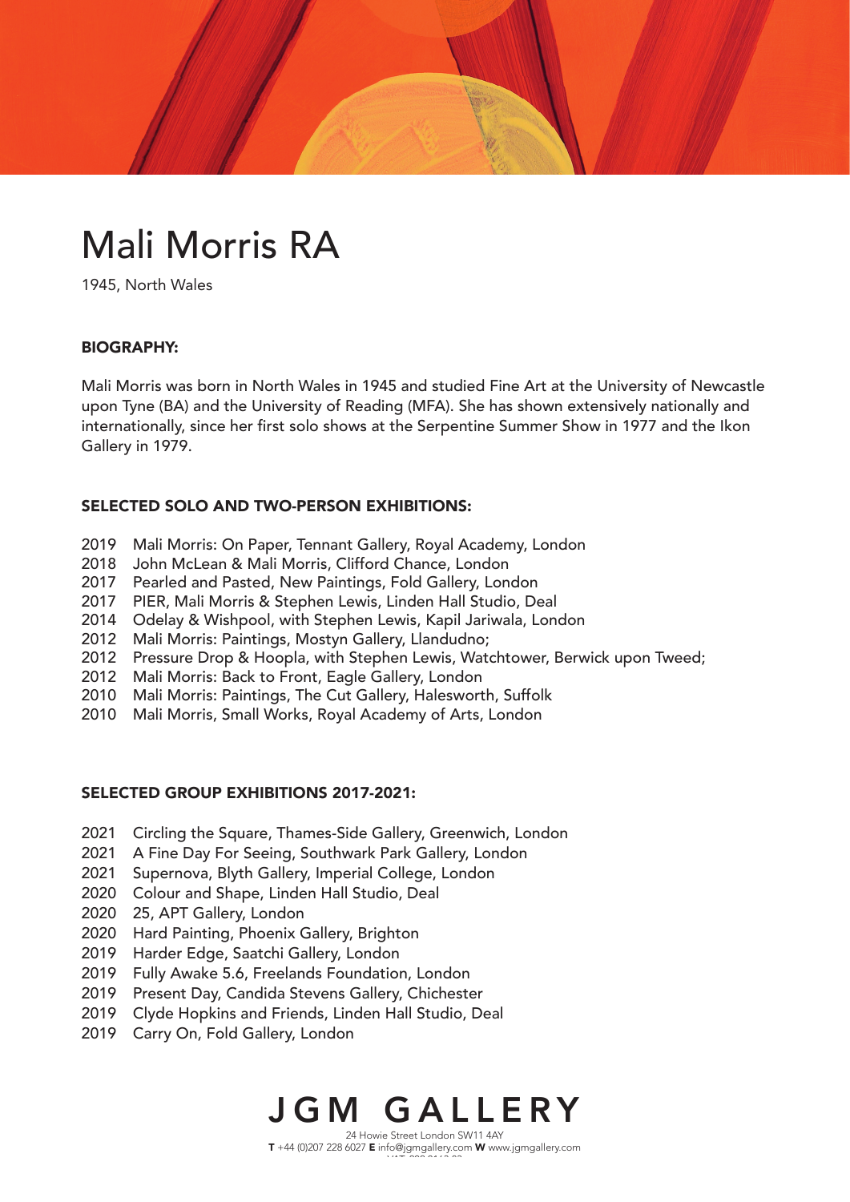# Mali Morris RA

1945, North Wales

## BIOGRAPHY:

Mali Morris was born in North Wales in 1945 and studied Fine Art at the University of Newcastle upon Tyne (BA) and the University of Reading (MFA). She has shown extensively nationally and internationally, since her first solo shows at the Serpentine Summer Show in 1977 and the Ikon Gallery in 1979.

## SELECTED SOLO AND TWO-PERSON EXHIBITIONS:

2019 Mali Morris: On Paper, Tennant Gallery, Royal Academy, London
2018 John McLean & Mali Morris, Clifford Chance, London
2017 Pearled and Pasted, New Paintings, Fold Gallery, London
2017 PIER, Mali Morris & Stephen Lewis, Linden Hall Studio, Deal
2014 Odelay & Wishpool, with Stephen Lewis, Kapil Jariwala, London
2012 Mali Morris: Paintings, Mostyn Gallery, Llandudno;
2012 Pressure Drop & Hoopla, with Stephen Lewis, Watchtower, Berwick upon Tweed;
2012 Mali Morris: Back to Front, Eagle Gallery, London
2010 Mali Morris: Paintings, The Cut Gallery, Halesworth, Suffolk
2010 Mali Morris, Small Works, Royal Academy of Arts, London

## SELECTED GROUP EXHIBITIONS 2017-2021:

2021 Circling the Square, Thames-Side Gallery, Greenwich, London
2021 A Fine Day For Seeing, Southwark Park Gallery, London
2021 Supernova, Blyth Gallery, Imperial College, London
2020 Colour and Shape, Linden Hall Studio, Deal
2020 25, APT Gallery, London
2020 Hard Painting, Phoenix Gallery, Brighton
2019 Harder Edge, Saatchi Gallery, London
2019 Fully Awake 5.6, Freelands Foundation, London
2019 Present Day, Candida Stevens Gallery, Chichester
2019 Clyde Hopkins and Friends, Linden Hall Studio, Deal
2019 Carry On, Fold Gallery, London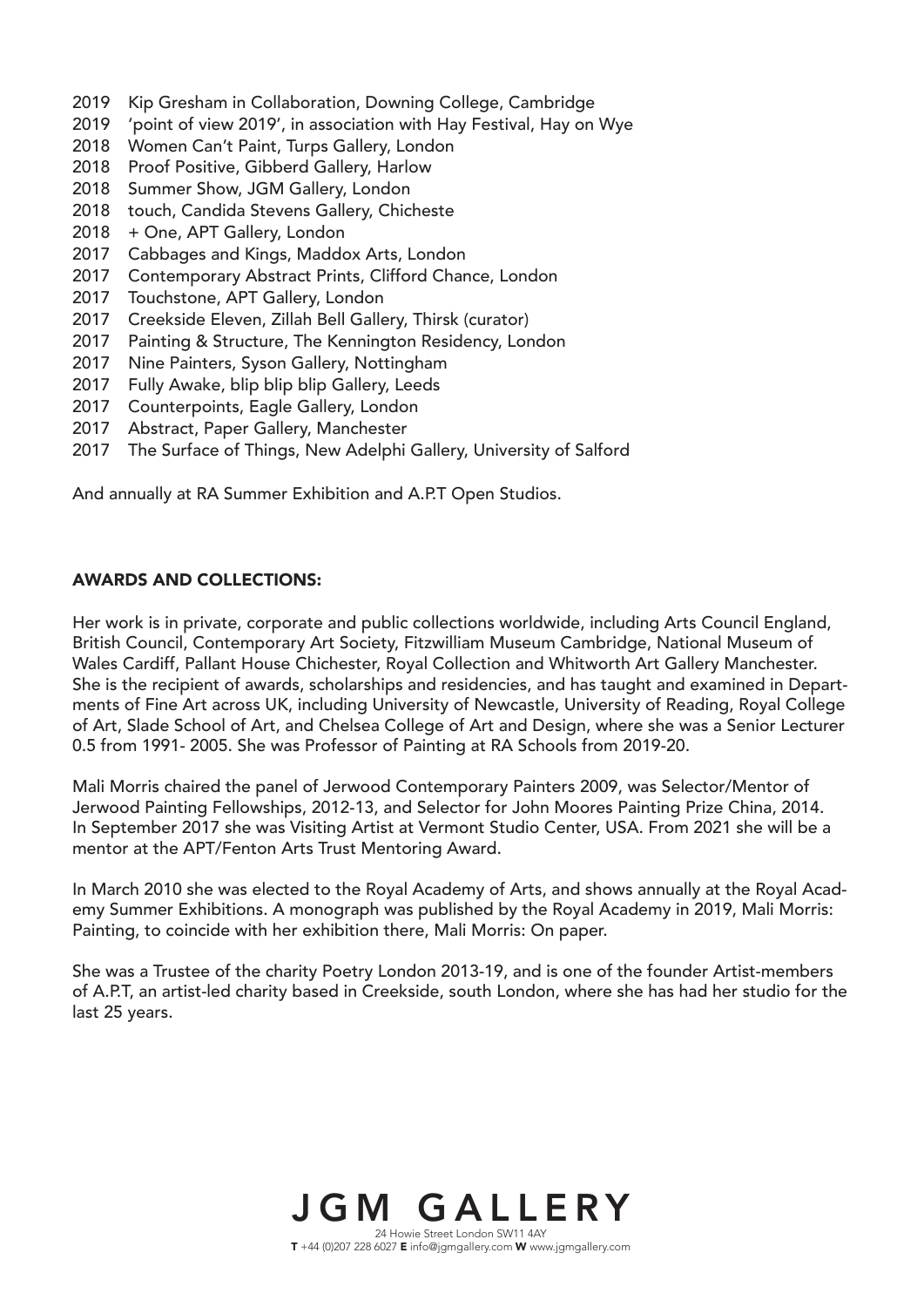2019 Kip Gresham in Collaboration, Downing College, Cambridge
2019 'point of view 2019', in association with Hay Festival, Hay on Wye
2018 Women Can't Paint, Turps Gallery, London
2018 Proof Positive, Gibberd Gallery, Harlow
2018 Summer Show, JGM Gallery, London
2018 touch, Candida Stevens Gallery, Chicheste
2018 + One, APT Gallery, London
2017 Cabbages and Kings, Maddox Arts, London
2017 Contemporary Abstract Prints, Clifford Chance, London
2017 Touchstone, APT Gallery, London
2017 Creekside Eleven, Zillah Bell Gallery, Thirsk (curator)
2017 Painting & Structure, The Kennington Residency, London
2017 Nine Painters, Syson Gallery, Nottingham
2017 Fully Awake, blip blip blip Gallery, Leeds
2017 Counterpoints, Eagle Gallery, London
2017 Abstract, Paper Gallery, Manchester
2017 The Surface of Things, New Adelphi Gallery, University of Salford

And annually at RA Summer Exhibition and A.P.T Open Studios.

## AWARDS AND COLLECTIONS:

Her work is in private, corporate and public collections worldwide, including Arts Council England, British Council, Contemporary Art Society, Fitzwilliam Museum Cambridge, National Museum of Wales Cardiff, Pallant House Chichester, Royal Collection and Whitworth Art Gallery Manchester. She is the recipient of awards, scholarships and residencies, and has taught and examined in Departments of Fine Art across UK, including University of Newcastle, University of Reading, Royal College of Art, Slade School of Art, and Chelsea College of Art and Design, where she was a Senior Lecturer 0.5 from 1991- 2005. She was Professor of Painting at RA Schools from 2019-20.

Mali Morris chaired the panel of Jerwood Contemporary Painters 2009, was Selector/Mentor of Jerwood Painting Fellowships, 2012-13, and Selector for John Moores Painting Prize China, 2014. In September 2017 she was Visiting Artist at Vermont Studio Center, USA. From 2021 she will be a mentor at the APT/Fenton Arts Trust Mentoring Award.

In March 2010 she was elected to the Royal Academy of Arts, and shows annually at the Royal Academy Summer Exhibitions. A monograph was published by the Royal Academy in 2019, Mali Morris: Painting, to coincide with her exhibition there, Mali Morris: On paper.

She was a Trustee of the charity Poetry London 2013-19, and is one of the founder Artist-members of A.P.T, an artist-led charity based in Creekside, south London, where she has had her studio for the last 25 years.

JGM GALLERY
24 Howie Street London SW11 4AY
**T** +44 (0)207 228 6027 **E** info@jgmgallery.com **W** www.jgmgallery.com